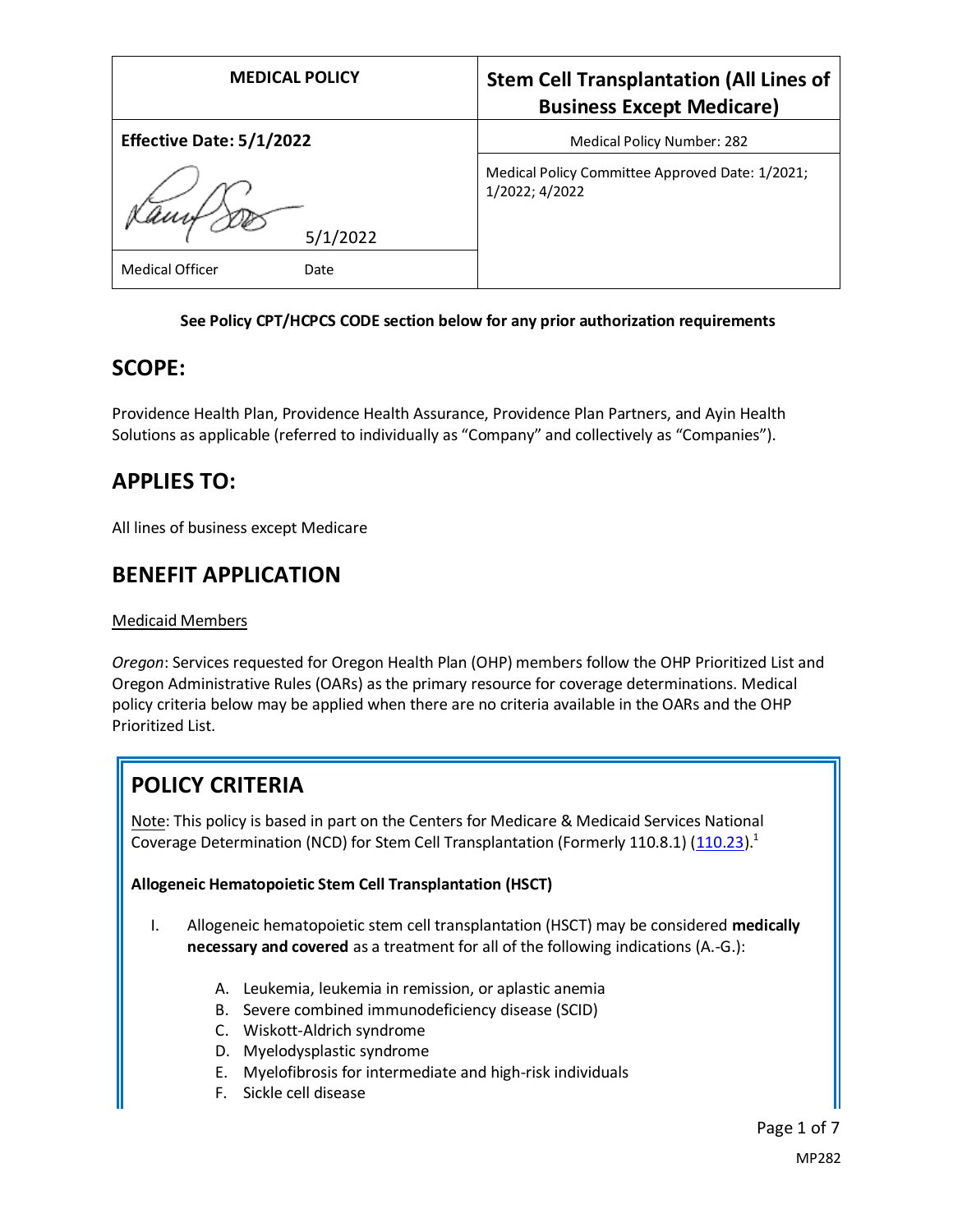| MEDICAL POLICY | Stem Cell Transplantation (All Lines of Business Except Medicare) |
|---|---|
| **Effective Date: 5/1/2022** | Medical Policy Number: 282 |
| 5/1/2022 | Medical Policy Committee Approved Date: 1/2021; 1/2022; 4/2022 |
| Medical Officer Date | |

**See Policy CPT/HCPCS CODE section below for any prior authorization requirements**

## SCOPE:

Providence Health Plan, Providence Health Assurance, Providence Plan Partners, and Ayin Health Solutions as applicable (referred to individually as "Company" and collectively as "Companies").

## APPLIES TO:

All lines of business except Medicare

## BENEFIT APPLICATION

Medicaid Members

*Oregon*: Services requested for Oregon Health Plan (OHP) members follow the OHP Prioritized List and Oregon Administrative Rules (OARs) as the primary resource for coverage determinations. Medical policy criteria below may be applied when there are no criteria available in the OARs and the OHP Prioritized List.

## POLICY CRITERIA

Note: This policy is based in part on the Centers for Medicare & Medicaid Services National Coverage Determination (NCD) for Stem Cell Transplantation (Formerly 110.8.1) (110.23).[1]

**Allogeneic Hematopoietic Stem Cell Transplantation (HSCT)**

I. Allogeneic hematopoietic stem cell transplantation (HSCT) may be considered **medically necessary and covered** as a treatment for all of the following indications (A.-G.):

   A. Leukemia, leukemia in remission, or aplastic anemia
   B. Severe combined immunodeficiency disease (SCID)
   C. Wiskott-Aldrich syndrome
   D. Myelodysplastic syndrome
   E. Myelofibrosis for intermediate and high-risk individuals
   F. Sickle cell disease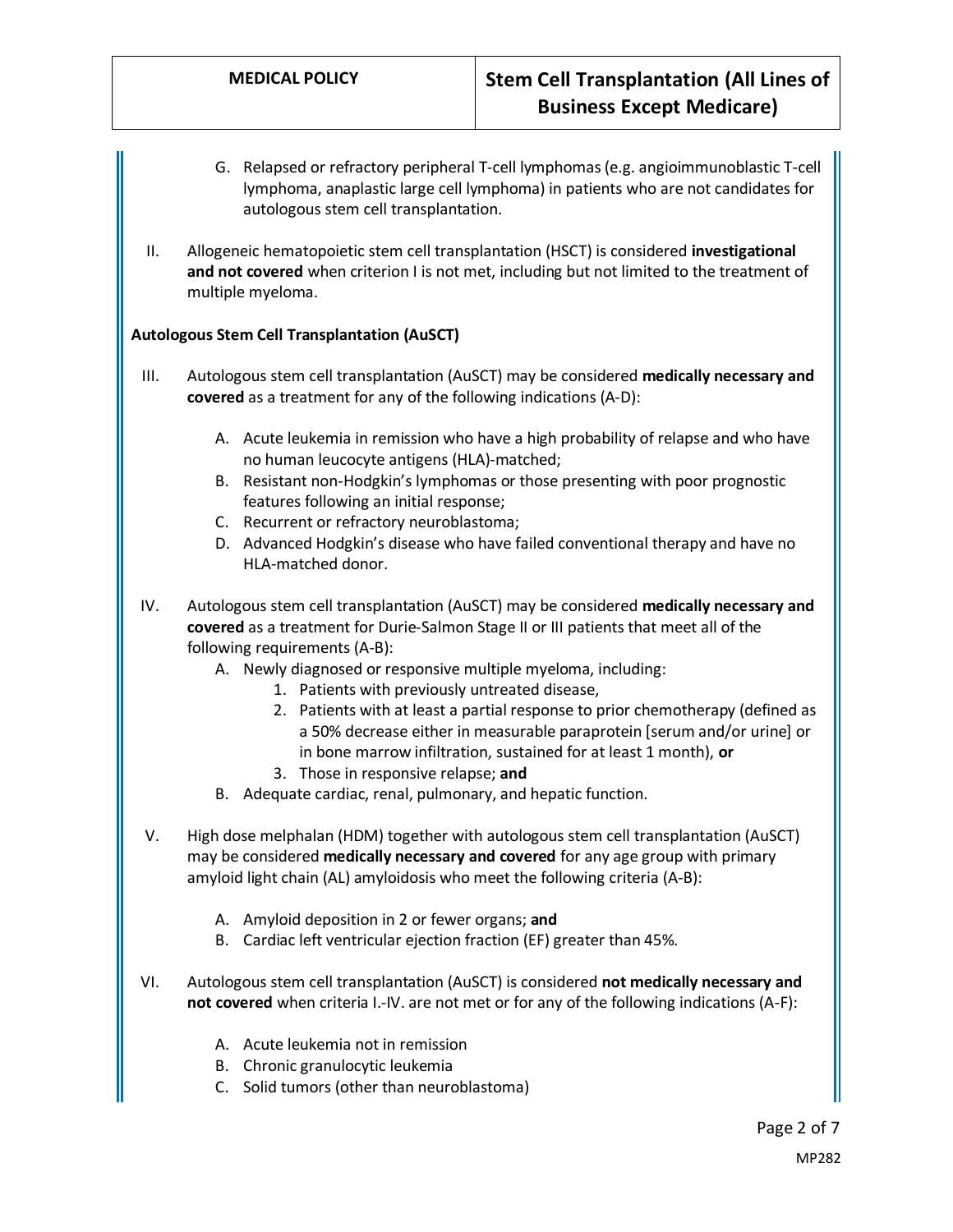G. Relapsed or refractory peripheral T-cell lymphomas (e.g. angioimmunoblastic T-cell lymphoma, anaplastic large cell lymphoma) in patients who are not candidates for autologous stem cell transplantation.

II. Allogeneic hematopoietic stem cell transplantation (HSCT) is considered **investigational and not covered** when criterion I is not met, including but not limited to the treatment of multiple myeloma.

**Autologous Stem Cell Transplantation (AuSCT)**

III. Autologous stem cell transplantation (AuSCT) may be considered **medically necessary and covered** as a treatment for any of the following indications (A-D):

A. Acute leukemia in remission who have a high probability of relapse and who have no human leucocyte antigens (HLA)-matched;
B. Resistant non-Hodgkin's lymphomas or those presenting with poor prognostic features following an initial response;
C. Recurrent or refractory neuroblastoma;
D. Advanced Hodgkin's disease who have failed conventional therapy and have no HLA-matched donor.

IV. Autologous stem cell transplantation (AuSCT) may be considered **medically necessary and covered** as a treatment for Durie-Salmon Stage II or III patients that meet all of the following requirements (A-B):

A. Newly diagnosed or responsive multiple myeloma, including:
   1. Patients with previously untreated disease,
   2. Patients with at least a partial response to prior chemotherapy (defined as a 50% decrease either in measurable paraprotein [serum and/or urine] or in bone marrow infiltration, sustained for at least 1 month), **or**
   3. Those in responsive relapse; **and**
B. Adequate cardiac, renal, pulmonary, and hepatic function.

V. High dose melphalan (HDM) together with autologous stem cell transplantation (AuSCT) may be considered **medically necessary and covered** for any age group with primary amyloid light chain (AL) amyloidosis who meet the following criteria (A-B):

A. Amyloid deposition in 2 or fewer organs; **and**
B. Cardiac left ventricular ejection fraction (EF) greater than 45%.

VI. Autologous stem cell transplantation (AuSCT) is considered **not medically necessary and not covered** when criteria I.-IV. are not met or for any of the following indications (A-F):

A. Acute leukemia not in remission
B. Chronic granulocytic leukemia
C. Solid tumors (other than neuroblastoma)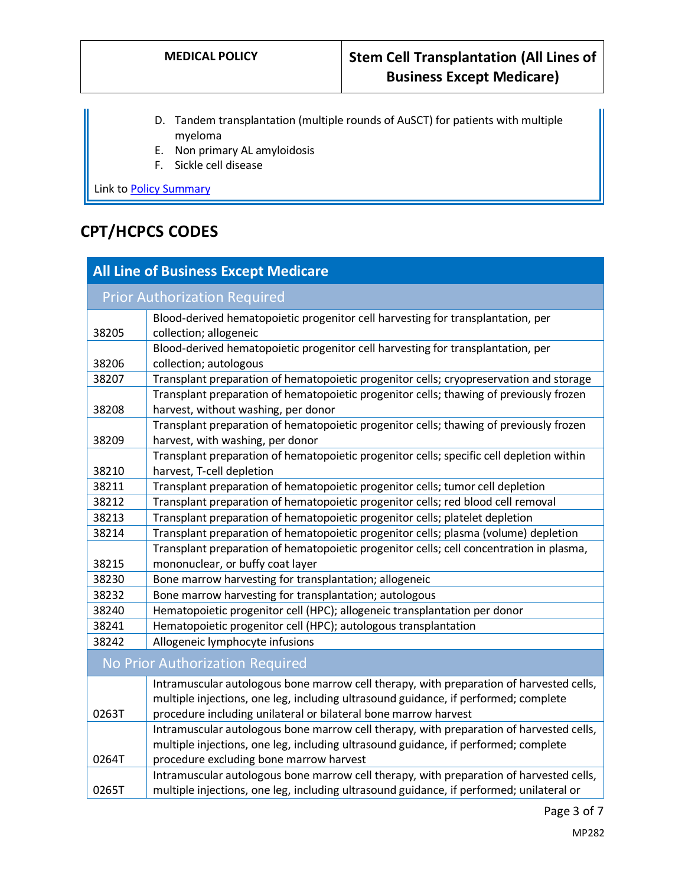D. Tandem transplantation (multiple rounds of AuSCT) for patients with multiple myeloma
E. Non primary AL amyloidosis
F. Sickle cell disease

Link to [Policy Summary](#)

## CPT/HCPCS CODES

| All Line of Business Except Medicare | |
|---|---|
| **Prior Authorization Required** | |
| 38205 | Blood-derived hematopoietic progenitor cell harvesting for transplantation, per collection; allogeneic |
| 38206 | Blood-derived hematopoietic progenitor cell harvesting for transplantation, per collection; autologous |
| 38207 | Transplant preparation of hematopoietic progenitor cells; cryopreservation and storage |
| 38208 | Transplant preparation of hematopoietic progenitor cells; thawing of previously frozen harvest, without washing, per donor |
| 38209 | Transplant preparation of hematopoietic progenitor cells; thawing of previously frozen harvest, with washing, per donor |
| 38210 | Transplant preparation of hematopoietic progenitor cells; specific cell depletion within harvest, T-cell depletion |
| 38211 | Transplant preparation of hematopoietic progenitor cells; tumor cell depletion |
| 38212 | Transplant preparation of hematopoietic progenitor cells; red blood cell removal |
| 38213 | Transplant preparation of hematopoietic progenitor cells; platelet depletion |
| 38214 | Transplant preparation of hematopoietic progenitor cells; plasma (volume) depletion |
| 38215 | Transplant preparation of hematopoietic progenitor cells; cell concentration in plasma, mononuclear, or buffy coat layer |
| 38230 | Bone marrow harvesting for transplantation; allogeneic |
| 38232 | Bone marrow harvesting for transplantation; autologous |
| 38240 | Hematopoietic progenitor cell (HPC); allogeneic transplantation per donor |
| 38241 | Hematopoietic progenitor cell (HPC); autologous transplantation |
| 38242 | Allogeneic lymphocyte infusions |
| **No Prior Authorization Required** | |
| 0263T | Intramuscular autologous bone marrow cell therapy, with preparation of harvested cells, multiple injections, one leg, including ultrasound guidance, if performed; complete procedure including unilateral or bilateral bone marrow harvest |
| 0264T | Intramuscular autologous bone marrow cell therapy, with preparation of harvested cells, multiple injections, one leg, including ultrasound guidance, if performed; complete procedure excluding bone marrow harvest |
| 0265T | Intramuscular autologous bone marrow cell therapy, with preparation of harvested cells, multiple injections, one leg, including ultrasound guidance, if performed; unilateral or |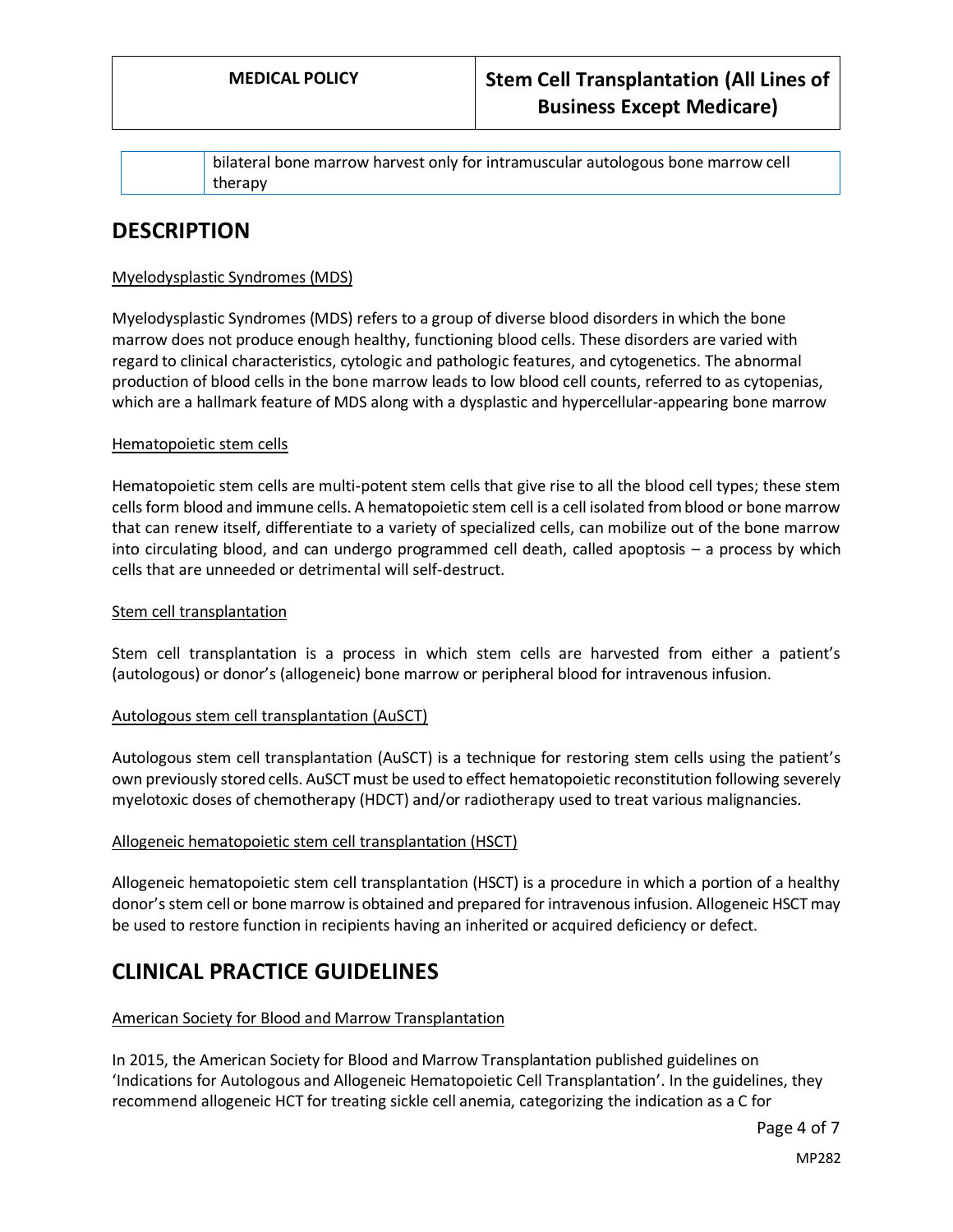| | bilateral bone marrow harvest only for intramuscular autologous bone marrow cell therapy |
|---|---|

## DESCRIPTION

Myelodysplastic Syndromes (MDS)

Myelodysplastic Syndromes (MDS) refers to a group of diverse blood disorders in which the bone marrow does not produce enough healthy, functioning blood cells. These disorders are varied with regard to clinical characteristics, cytologic and pathologic features, and cytogenetics. The abnormal production of blood cells in the bone marrow leads to low blood cell counts, referred to as cytopenias, which are a hallmark feature of MDS along with a dysplastic and hypercellular-appearing bone marrow

Hematopoietic stem cells

Hematopoietic stem cells are multi-potent stem cells that give rise to all the blood cell types; these stem cells form blood and immune cells. A hematopoietic stem cell is a cell isolated from blood or bone marrow that can renew itself, differentiate to a variety of specialized cells, can mobilize out of the bone marrow into circulating blood, and can undergo programmed cell death, called apoptosis – a process by which cells that are unneeded or detrimental will self-destruct.

Stem cell transplantation

Stem cell transplantation is a process in which stem cells are harvested from either a patient's (autologous) or donor's (allogeneic) bone marrow or peripheral blood for intravenous infusion.

Autologous stem cell transplantation (AuSCT)

Autologous stem cell transplantation (AuSCT) is a technique for restoring stem cells using the patient's own previously stored cells. AuSCT must be used to effect hematopoietic reconstitution following severely myelotoxic doses of chemotherapy (HDCT) and/or radiotherapy used to treat various malignancies.

Allogeneic hematopoietic stem cell transplantation (HSCT)

Allogeneic hematopoietic stem cell transplantation (HSCT) is a procedure in which a portion of a healthy donor's stem cell or bone marrow is obtained and prepared for intravenous infusion. Allogeneic HSCT may be used to restore function in recipients having an inherited or acquired deficiency or defect.

## CLINICAL PRACTICE GUIDELINES

American Society for Blood and Marrow Transplantation

In 2015, the American Society for Blood and Marrow Transplantation published guidelines on 'Indications for Autologous and Allogeneic Hematopoietic Cell Transplantation'. In the guidelines, they recommend allogeneic HCT for treating sickle cell anemia, categorizing the indication as a C for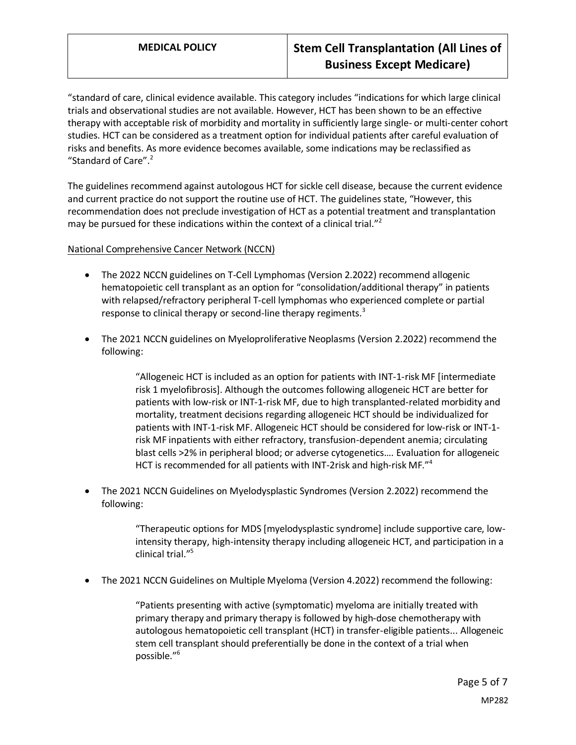"standard of care, clinical evidence available. This category includes "indications for which large clinical trials and observational studies are not available. However, HCT has been shown to be an effective therapy with acceptable risk of morbidity and mortality in sufficiently large single- or multi-center cohort studies. HCT can be considered as a treatment option for individual patients after careful evaluation of risks and benefits. As more evidence becomes available, some indications may be reclassified as "Standard of Care".[2]

The guidelines recommend against autologous HCT for sickle cell disease, because the current evidence and current practice do not support the routine use of HCT. The guidelines state, "However, this recommendation does not preclude investigation of HCT as a potential treatment and transplantation may be pursued for these indications within the context of a clinical trial."[2]

National Comprehensive Cancer Network (NCCN)

- The 2022 NCCN guidelines on T-Cell Lymphomas (Version 2.2022) recommend allogenic hematopoietic cell transplant as an option for "consolidation/additional therapy" in patients with relapsed/refractory peripheral T-cell lymphomas who experienced complete or partial response to clinical therapy or second-line therapy regiments.[3]

- The 2021 NCCN guidelines on Myeloproliferative Neoplasms (Version 2.2022) recommend the following:

  > "Allogeneic HCT is included as an option for patients with INT-1-risk MF [intermediate risk 1 myelofibrosis]. Although the outcomes following allogeneic HCT are better for patients with low-risk or INT-1-risk MF, due to high transplanted-related morbidity and mortality, treatment decisions regarding allogeneic HCT should be individualized for patients with INT-1-risk MF. Allogeneic HCT should be considered for low-risk or INT-1-risk MF inpatients with either refractory, transfusion-dependent anemia; circulating blast cells >2% in peripheral blood; or adverse cytogenetics…. Evaluation for allogeneic HCT is recommended for all patients with INT-2risk and high-risk MF."[4]

- The 2021 NCCN Guidelines on Myelodysplastic Syndromes (Version 2.2022) recommend the following:

  > "Therapeutic options for MDS [myelodysplastic syndrome] include supportive care, low-intensity therapy, high-intensity therapy including allogeneic HCT, and participation in a clinical trial."[5]

- The 2021 NCCN Guidelines on Multiple Myeloma (Version 4.2022) recommend the following:

  > "Patients presenting with active (symptomatic) myeloma are initially treated with primary therapy and primary therapy is followed by high-dose chemotherapy with autologous hematopoietic cell transplant (HCT) in transfer-eligible patients... Allogeneic stem cell transplant should preferentially be done in the context of a trial when possible."[6]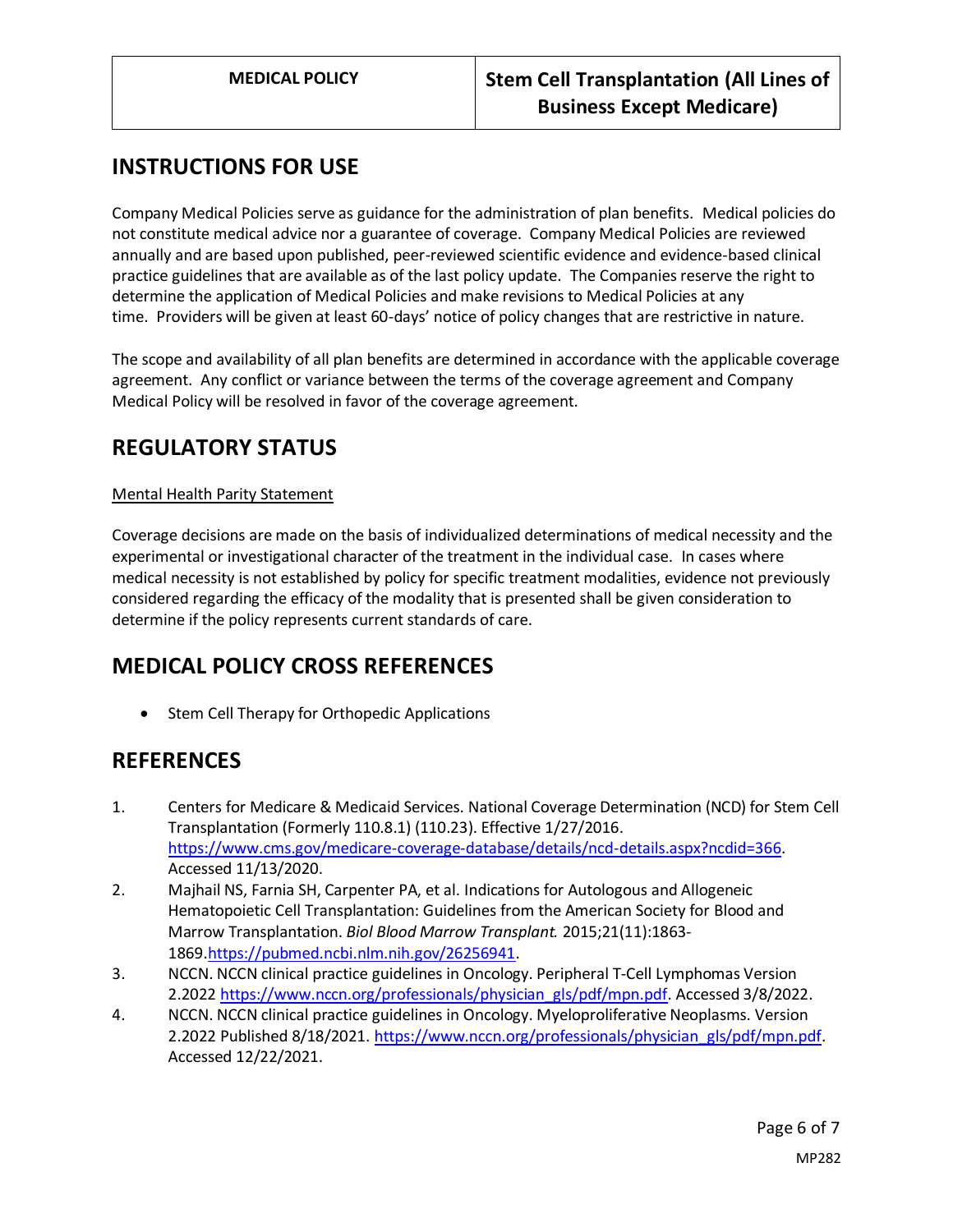## INSTRUCTIONS FOR USE

Company Medical Policies serve as guidance for the administration of plan benefits. Medical policies do not constitute medical advice nor a guarantee of coverage. Company Medical Policies are reviewed annually and are based upon published, peer-reviewed scientific evidence and evidence-based clinical practice guidelines that are available as of the last policy update. The Companies reserve the right to determine the application of Medical Policies and make revisions to Medical Policies at any time. Providers will be given at least 60-days' notice of policy changes that are restrictive in nature.

The scope and availability of all plan benefits are determined in accordance with the applicable coverage agreement. Any conflict or variance between the terms of the coverage agreement and Company Medical Policy will be resolved in favor of the coverage agreement.

## REGULATORY STATUS

Mental Health Parity Statement

Coverage decisions are made on the basis of individualized determinations of medical necessity and the experimental or investigational character of the treatment in the individual case. In cases where medical necessity is not established by policy for specific treatment modalities, evidence not previously considered regarding the efficacy of the modality that is presented shall be given consideration to determine if the policy represents current standards of care.

## MEDICAL POLICY CROSS REFERENCES

- Stem Cell Therapy for Orthopedic Applications

## REFERENCES

1. Centers for Medicare & Medicaid Services. National Coverage Determination (NCD) for Stem Cell Transplantation (Formerly 110.8.1) (110.23). Effective 1/27/2016. https://www.cms.gov/medicare-coverage-database/details/ncd-details.aspx?ncdid=366. Accessed 11/13/2020.
2. Majhail NS, Farnia SH, Carpenter PA, et al. Indications for Autologous and Allogeneic Hematopoietic Cell Transplantation: Guidelines from the American Society for Blood and Marrow Transplantation. *Biol Blood Marrow Transplant.* 2015;21(11):1863-1869.https://pubmed.ncbi.nlm.nih.gov/26256941.
3. NCCN. NCCN clinical practice guidelines in Oncology. Peripheral T-Cell Lymphomas Version 2.2022 https://www.nccn.org/professionals/physician_gls/pdf/mpn.pdf. Accessed 3/8/2022.
4. NCCN. NCCN clinical practice guidelines in Oncology. Myeloproliferative Neoplasms. Version 2.2022 Published 8/18/2021. https://www.nccn.org/professionals/physician_gls/pdf/mpn.pdf. Accessed 12/22/2021.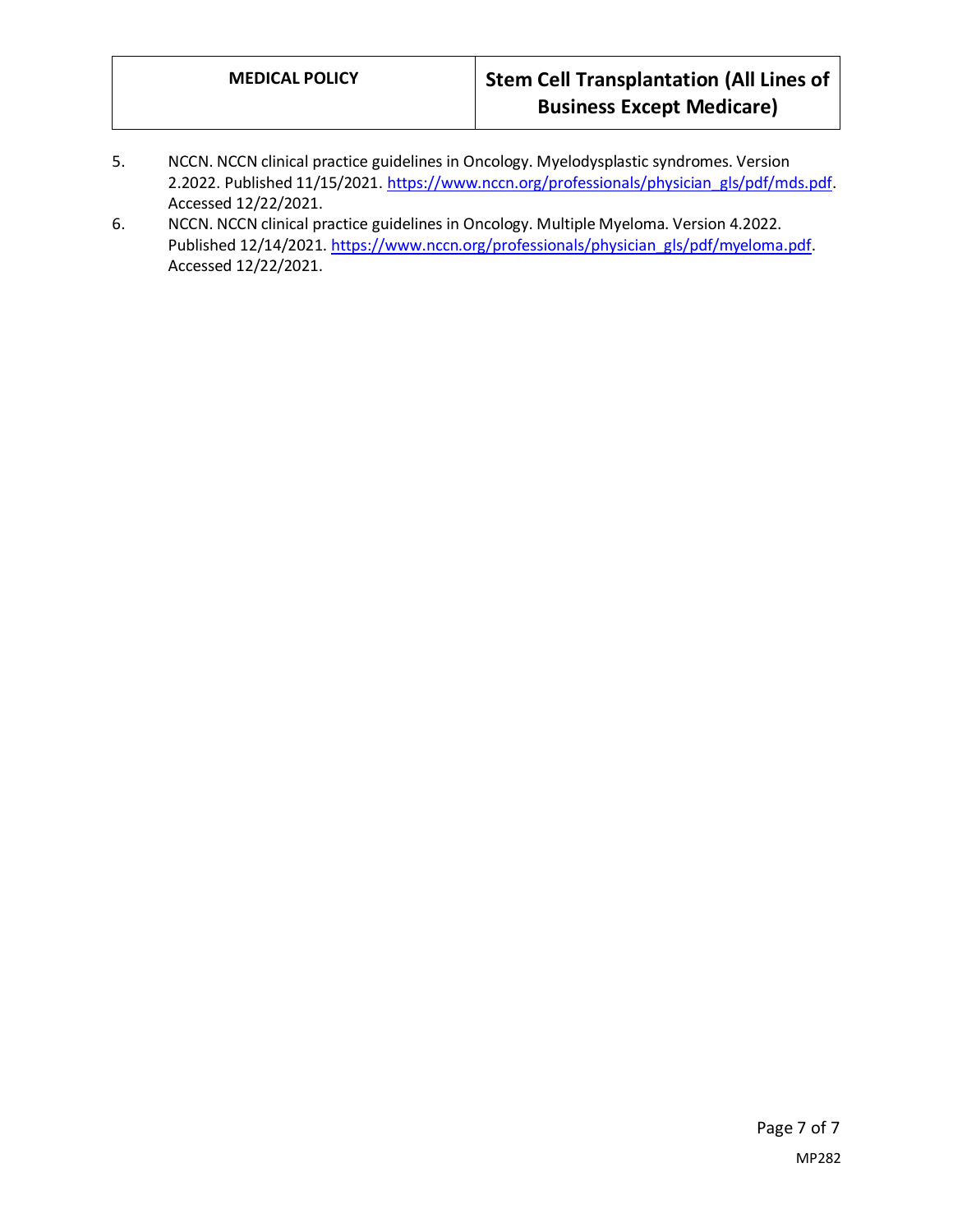5. NCCN. NCCN clinical practice guidelines in Oncology. Myelodysplastic syndromes. Version 2.2022. Published 11/15/2021. https://www.nccn.org/professionals/physician_gls/pdf/mds.pdf. Accessed 12/22/2021.
6. NCCN. NCCN clinical practice guidelines in Oncology. Multiple Myeloma. Version 4.2022. Published 12/14/2021. https://www.nccn.org/professionals/physician_gls/pdf/myeloma.pdf. Accessed 12/22/2021.